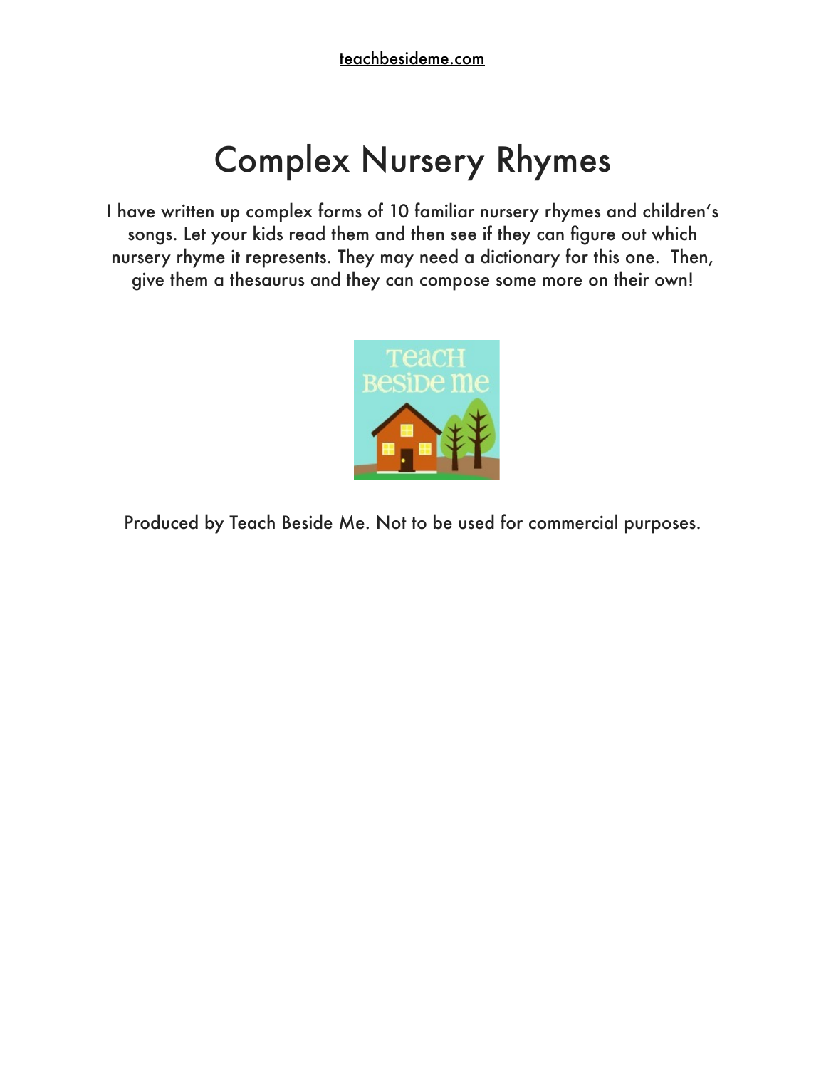teachbesideme.com

# Complex Nursery Rhymes

I have written up complex forms of 10 familiar nursery rhymes and children's songs. Let your kids read them and then see if they can figure out which nursery rhyme it represents. They may need a dictionary for this one. Then, give them a thesaurus and they can compose some more on their own!

Produced by Teach Beside Me. Not to be used for commercial purposes.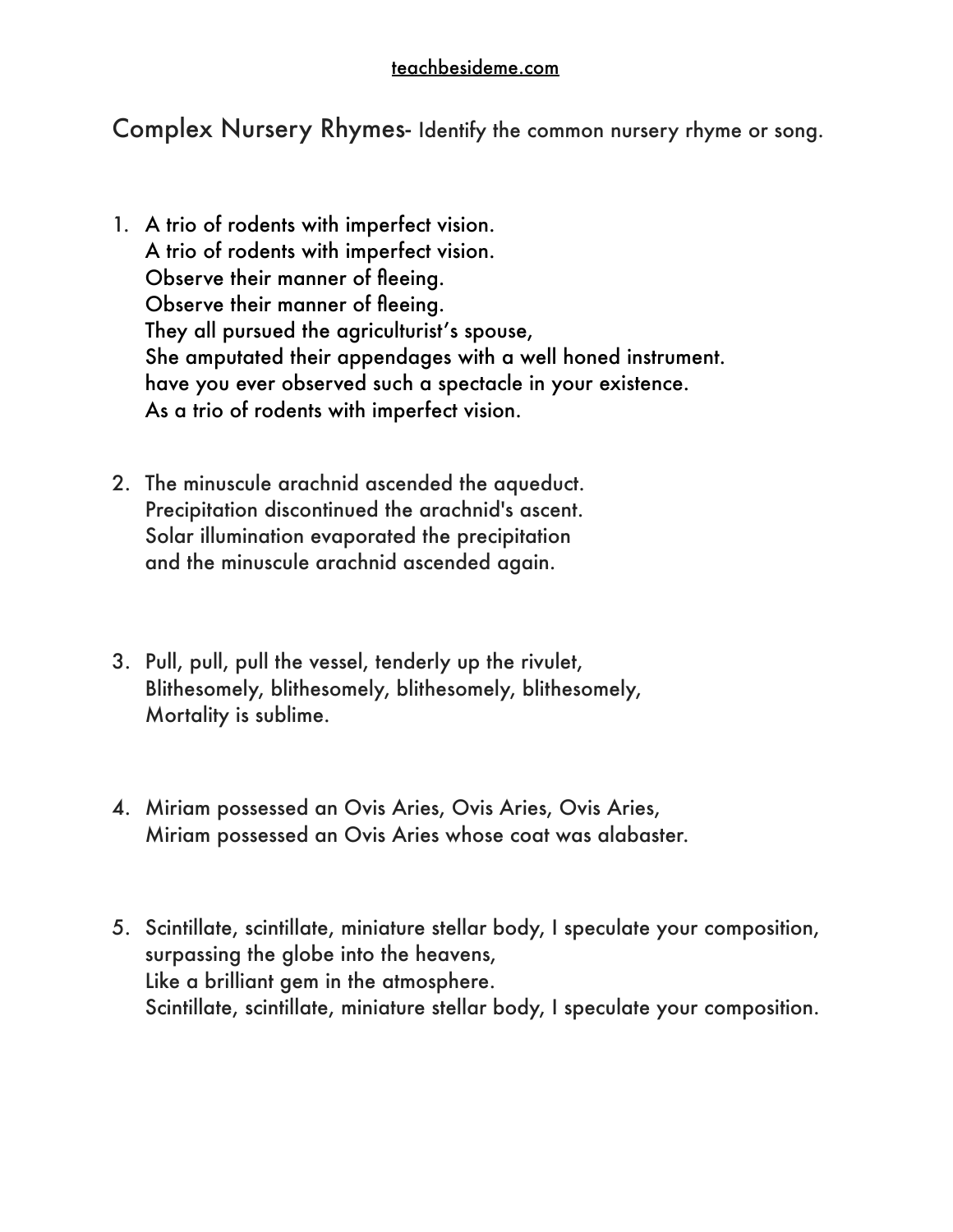teachbesideme.com

## Complex Nursery Rhymes- Identify the common nursery rhyme or song.

1. A trio of rodents with imperfect vision.
   A trio of rodents with imperfect vision.
   Observe their manner of fleeing.
   Observe their manner of fleeing.
   They all pursued the agriculturist's spouse,
   She amputated their appendages with a well honed instrument.
   have you ever observed such a spectacle in your existence.
   As a trio of rodents with imperfect vision.

2. The minuscule arachnid ascended the aqueduct.
   Precipitation discontinued the arachnid's ascent.
   Solar illumination evaporated the precipitation
   and the minuscule arachnid ascended again.

3. Pull, pull, pull the vessel, tenderly up the rivulet,
   Blithesomely, blithesomely, blithesomely, blithesomely,
   Mortality is sublime.

4. Miriam possessed an Ovis Aries, Ovis Aries, Ovis Aries,
   Miriam possessed an Ovis Aries whose coat was alabaster.

5. Scintillate, scintillate, miniature stellar body, I speculate your composition,
   surpassing the globe into the heavens,
   Like a brilliant gem in the atmosphere.
   Scintillate, scintillate, miniature stellar body, I speculate your composition.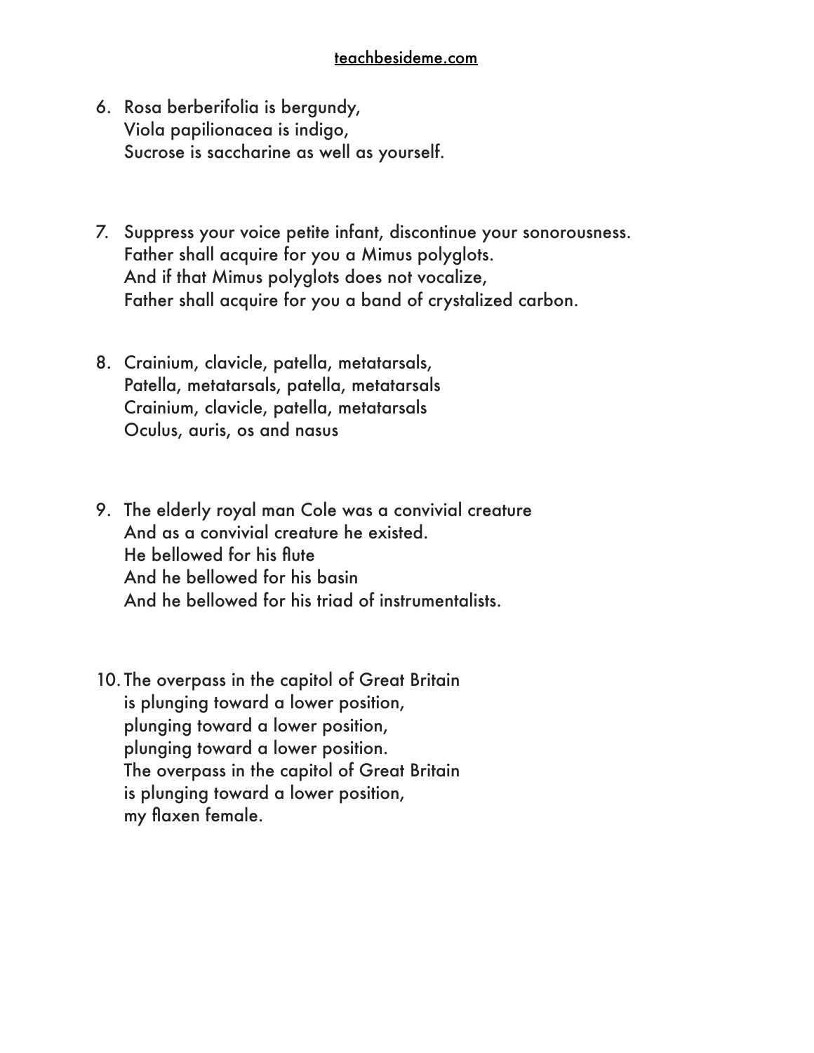6. Rosa berberifolia is bergundy,
   Viola papilionacea is indigo,
   Sucrose is saccharine as well as yourself.

7. Suppress your voice petite infant, discontinue your sonorousness.
   Father shall acquire for you a Mimus polyglots.
   And if that Mimus polyglots does not vocalize,
   Father shall acquire for you a band of crystalized carbon.

8. Crainium, clavicle, patella, metatarsals,
   Patella, metatarsals, patella, metatarsals
   Crainium, clavicle, patella, metatarsals
   Oculus, auris, os and nasus

9. The elderly royal man Cole was a convivial creature
   And as a convivial creature he existed.
   He bellowed for his flute
   And he bellowed for his basin
   And he bellowed for his triad of instrumentalists.

10. The overpass in the capitol of Great Britain
    is plunging toward a lower position,
    plunging toward a lower position,
    plunging toward a lower position.
    The overpass in the capitol of Great Britain
    is plunging toward a lower position,
    my flaxen female.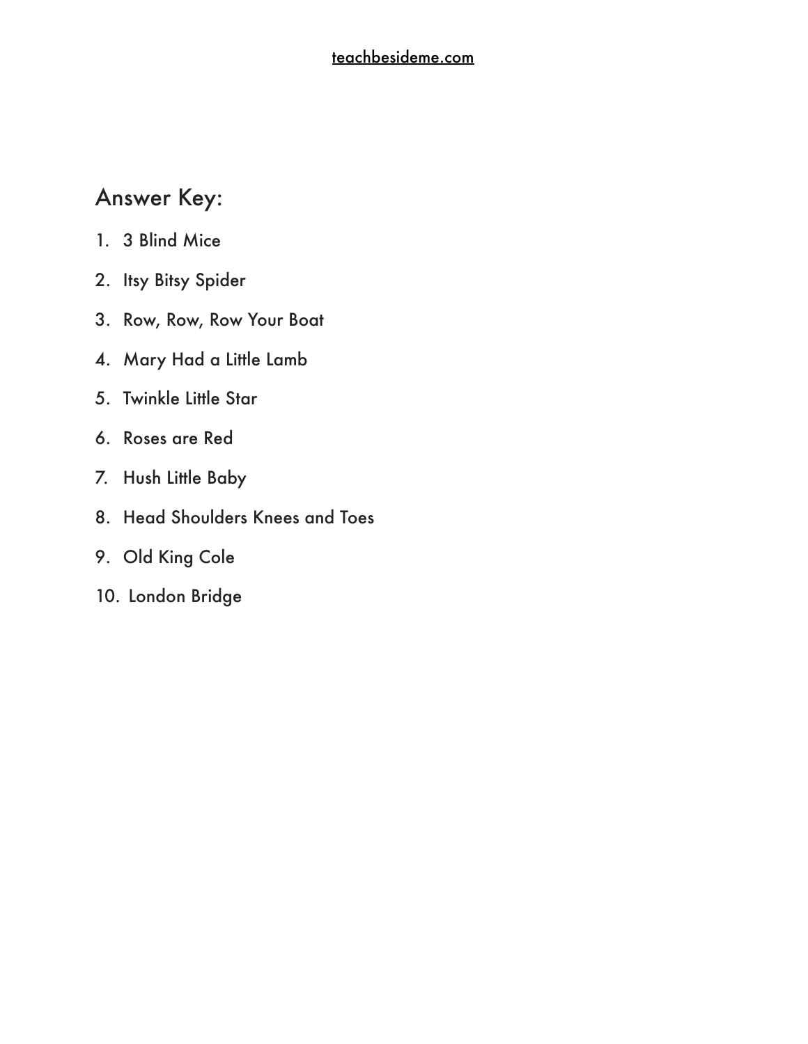## Answer Key:

1. 3 Blind Mice
2. Itsy Bitsy Spider
3. Row, Row, Row Your Boat
4. Mary Had a Little Lamb
5. Twinkle Little Star
6. Roses are Red
7. Hush Little Baby
8. Head Shoulders Knees and Toes
9. Old King Cole
10. London Bridge